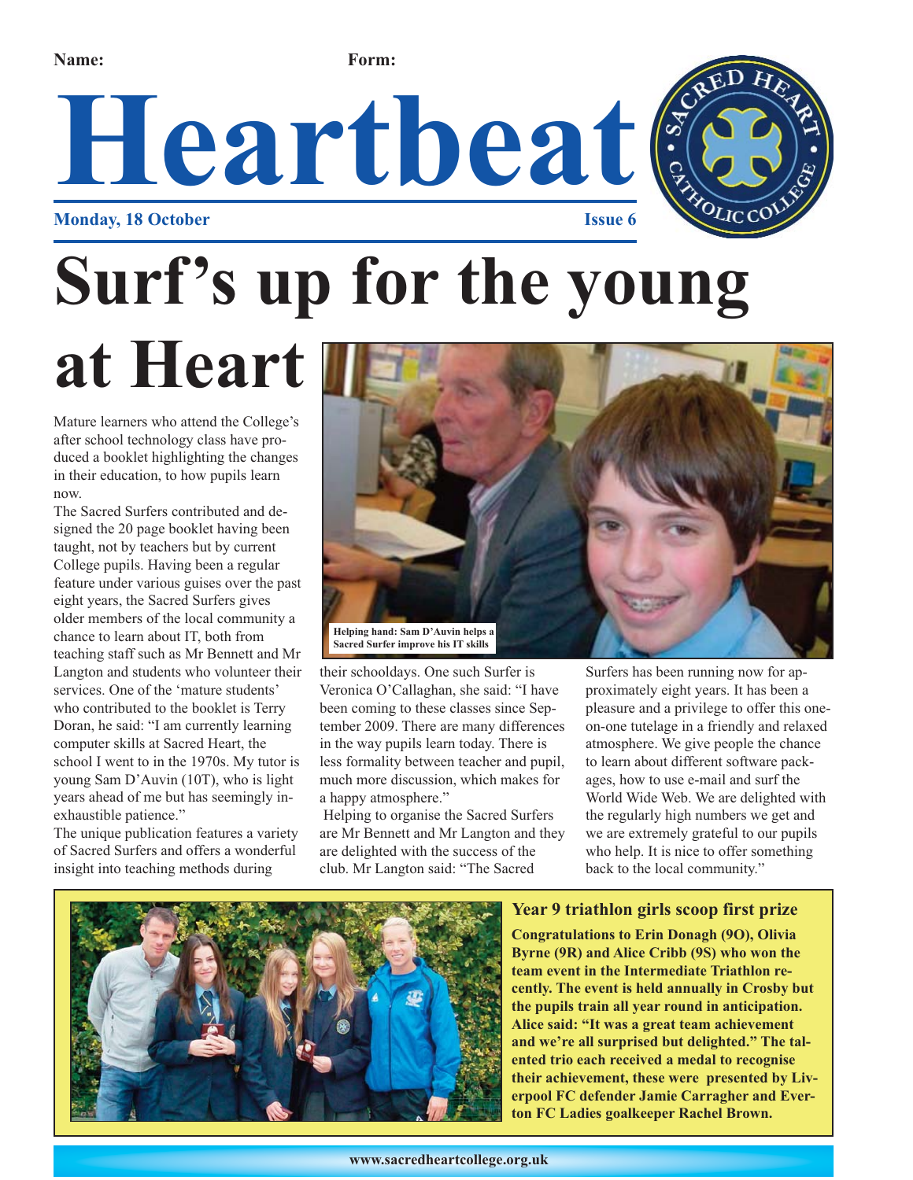Name: Form:

# Heartbeat

**Monday, 18 October** **Issue 6**

# Surf's up for the young at Heart

Mature learners who attend the College's after school technology class have produced a booklet highlighting the changes in their education, to how pupils learn now.

The Sacred Surfers contributed and designed the 20 page booklet having been taught, not by teachers but by current College pupils. Having been a regular feature under various guises over the past eight years, the Sacred Surfers gives older members of the local community a chance to learn about IT, both from teaching staff such as Mr Bennett and Mr Langton and students who volunteer their services. One of the 'mature students' who contributed to the booklet is Terry Doran, he said: "I am currently learning computer skills at Sacred Heart, the school I went to in the 1970s. My tutor is young Sam D'Auvin (10T), who is light years ahead of me but has seemingly inexhaustible patience."

The unique publication features a variety of Sacred Surfers and offers a wonderful insight into teaching methods during their schooldays. One such Surfer is Veronica O'Callaghan, she said: "I have been coming to these classes since September 2009. There are many differences in the way pupils learn today. There is less formality between teacher and pupil, much more discussion, which makes for a happy atmosphere."

Helping to organise the Sacred Surfers are Mr Bennett and Mr Langton and they are delighted with the success of the club. Mr Langton said: "The Sacred Surfers has been running now for approximately eight years. It has been a pleasure and a privilege to offer this one-on-one tutelage in a friendly and relaxed atmosphere. We give people the chance to learn about different software packages, how to use e-mail and surf the World Wide Web. We are delighted with the regularly high numbers we get and we are extremely grateful to our pupils who help. It is nice to offer something back to the local community."

**Helping hand: Sam D'Auvin helps a Sacred Surfer improve his IT skills**

### Year 9 triathlon girls scoop first prize

**Congratulations to Erin Donagh (9O), Olivia Byrne (9R) and Alice Cribb (9S) who won the team event in the Intermediate Triathlon recently. The event is held annually in Crosby but the pupils train all year round in anticipation. Alice said: "It was a great team achievement and we're all surprised but delighted." The talented trio each received a medal to recognise their achievement, these were presented by Liverpool FC defender Jamie Carragher and Everton FC Ladies goalkeeper Rachel Brown.**

www.sacredheartcollege.org.uk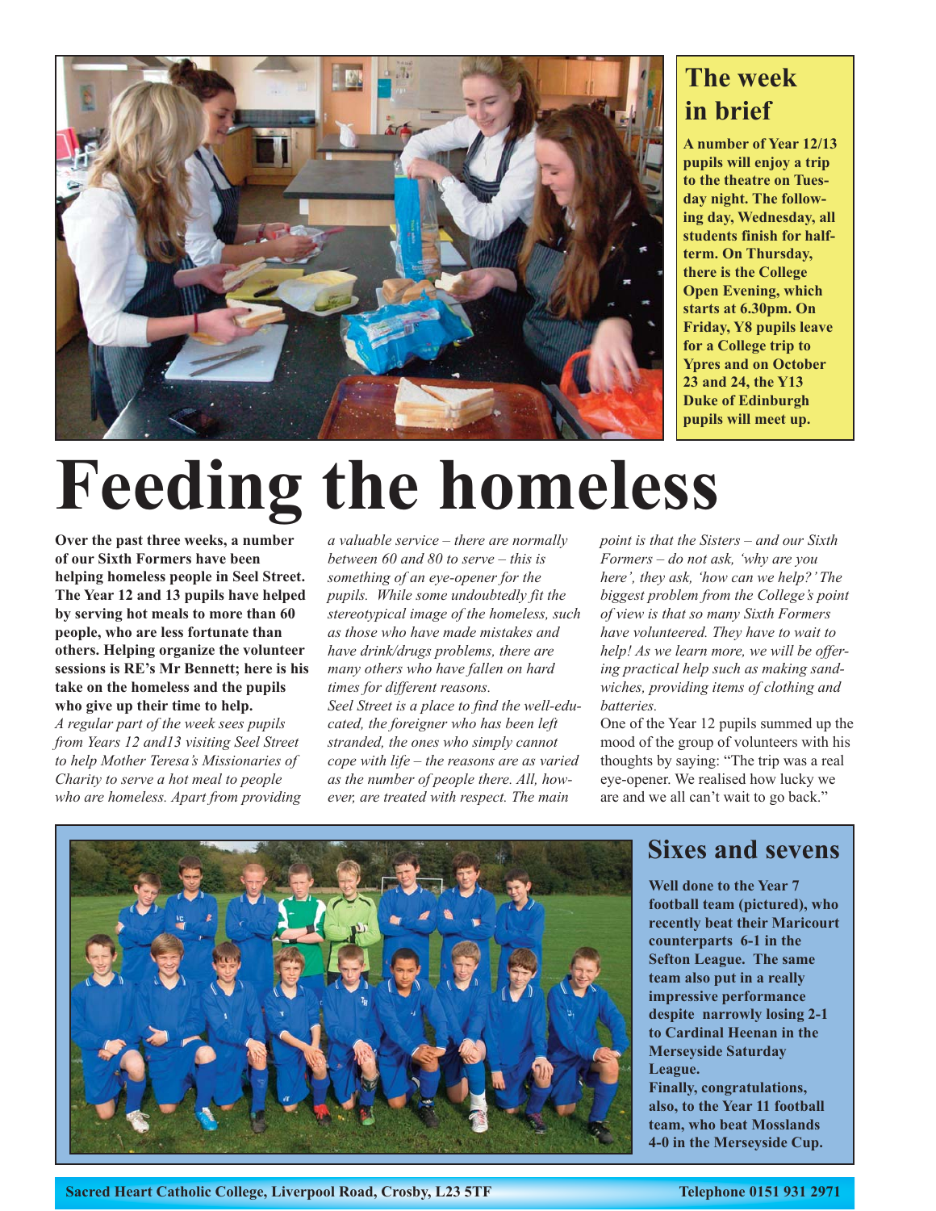## The week in brief

**A number of Year 12/13 pupils will enjoy a trip to the theatre on Tuesday night. The following day, Wednesday, all students finish for half-term. On Thursday, there is the College Open Evening, which starts at 6.30pm. On Friday, Y8 pupils leave for a College trip to Ypres and on October 23 and 24, the Y13 Duke of Edinburgh pupils will meet up.**

# Feeding the homeless

**Over the past three weeks, a number of our Sixth Formers have been helping homeless people in Seel Street. The Year 12 and 13 pupils have helped by serving hot meals to more than 60 people, who are less fortunate than others. Helping organize the volunteer sessions is RE's Mr Bennett; here is his take on the homeless and the pupils who give up their time to help.**

*A regular part of the week sees pupils from Years 12 and13 visiting Seel Street to help Mother Teresa's Missionaries of Charity to serve a hot meal to people who are homeless. Apart from providing a valuable service – there are normally between 60 and 80 to serve – this is something of an eye-opener for the pupils. While some undoubtedly fit the stereotypical image of the homeless, such as those who have made mistakes and have drink/drugs problems, there are many others who have fallen on hard times for different reasons.*

*Seel Street is a place to find the well-educated, the foreigner who has been left stranded, the ones who simply cannot cope with life – the reasons are as varied as the number of people there. All, however, are treated with respect. The main point is that the Sisters – and our Sixth Formers – do not ask, 'why are you here', they ask, 'how can we help?' The biggest problem from the College's point of view is that so many Sixth Formers have volunteered. They have to wait to help! As we learn more, we will be offering practical help such as making sandwiches, providing items of clothing and batteries.*

One of the Year 12 pupils summed up the mood of the group of volunteers with his thoughts by saying: "The trip was a real eye-opener. We realised how lucky we are and we all can't wait to go back."

## Sixes and sevens

**Well done to the Year 7 football team (pictured), who recently beat their Maricourt counterparts 6-1 in the Sefton League. The same team also put in a really impressive performance despite narrowly losing 2-1 to Cardinal Heenan in the Merseyside Saturday League.**

**Finally, congratulations, also, to the Year 11 football team, who beat Mosslands 4-0 in the Merseyside Cup.**

**Sacred Heart Catholic College, Liverpool Road, Crosby, L23 5TF** **Telephone 0151 931 2971**